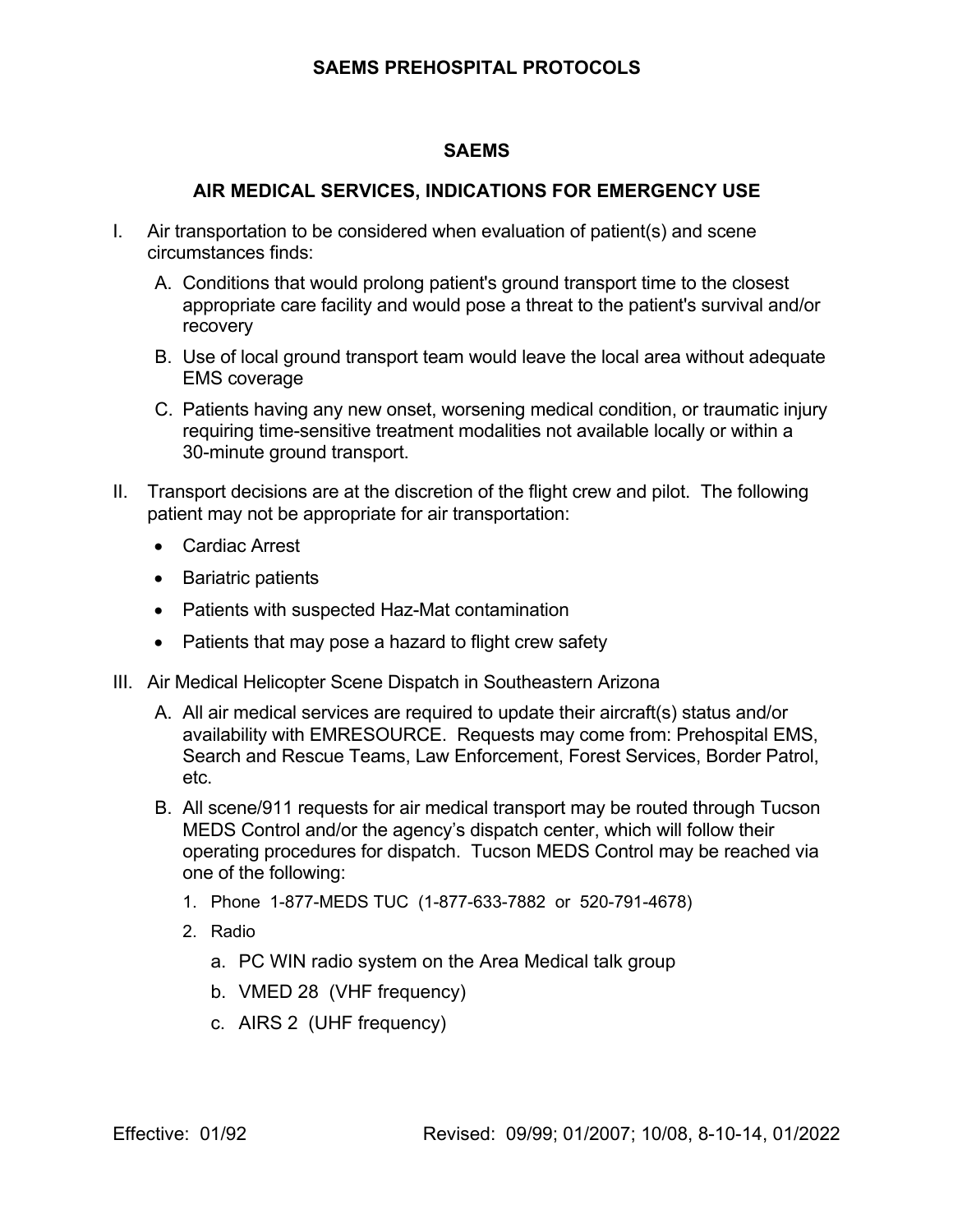# SAEMS

## AIR MEDICAL SERVICES, INDICATIONS FOR EMERGENCY USE

I. Air transportation to be considered when evaluation of patient(s) and scene circumstances finds:

   A. Conditions that would prolong patient's ground transport time to the closest appropriate care facility and would pose a threat to the patient's survival and/or recovery

   B. Use of local ground transport team would leave the local area without adequate EMS coverage

   C. Patients having any new onset, worsening medical condition, or traumatic injury requiring time-sensitive treatment modalities not available locally or within a 30-minute ground transport.

II. Transport decisions are at the discretion of the flight crew and pilot. The following patient may not be appropriate for air transportation:

   - Cardiac Arrest
   - Bariatric patients
   - Patients with suspected Haz-Mat contamination
   - Patients that may pose a hazard to flight crew safety

III. Air Medical Helicopter Scene Dispatch in Southeastern Arizona

   A. All air medical services are required to update their aircraft(s) status and/or availability with EMRESOURCE. Requests may come from: Prehospital EMS, Search and Rescue Teams, Law Enforcement, Forest Services, Border Patrol, etc.

   B. All scene/911 requests for air medical transport may be routed through Tucson MEDS Control and/or the agency's dispatch center, which will follow their operating procedures for dispatch. Tucson MEDS Control may be reached via one of the following:

      1. Phone 1-877-MEDS TUC (1-877-633-7882 or 520-791-4678)
      2. Radio
         a. PC WIN radio system on the Area Medical talk group
         b. VMED 28 (VHF frequency)
         c. AIRS 2 (UHF frequency)

Effective: 01/92 Revised: 09/99; 01/2007; 10/08, 8-10-14, 01/2022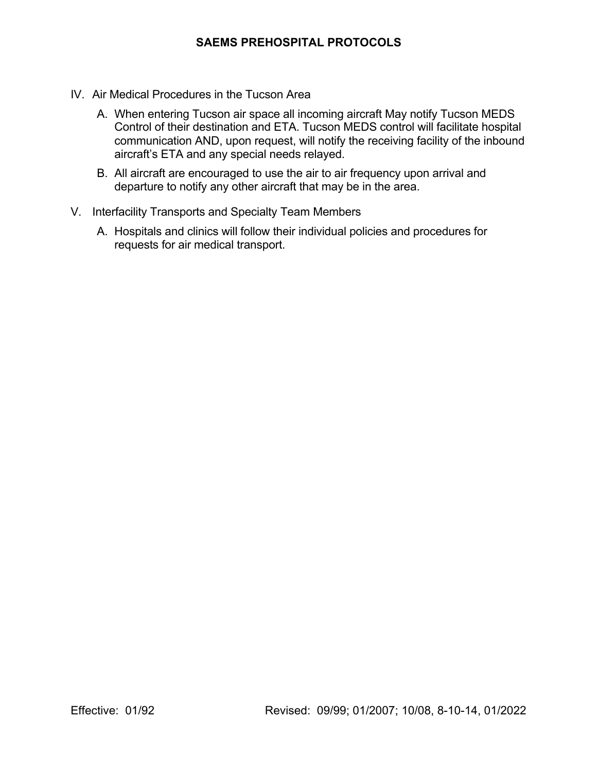IV. Air Medical Procedures in the Tucson Area

   A. When entering Tucson air space all incoming aircraft May notify Tucson MEDS Control of their destination and ETA. Tucson MEDS control will facilitate hospital communication AND, upon request, will notify the receiving facility of the inbound aircraft's ETA and any special needs relayed.

   B. All aircraft are encouraged to use the air to air frequency upon arrival and departure to notify any other aircraft that may be in the area.

V. Interfacility Transports and Specialty Team Members

   A. Hospitals and clinics will follow their individual policies and procedures for requests for air medical transport.

Effective: 01/92 Revised: 09/99; 01/2007; 10/08, 8-10-14, 01/2022